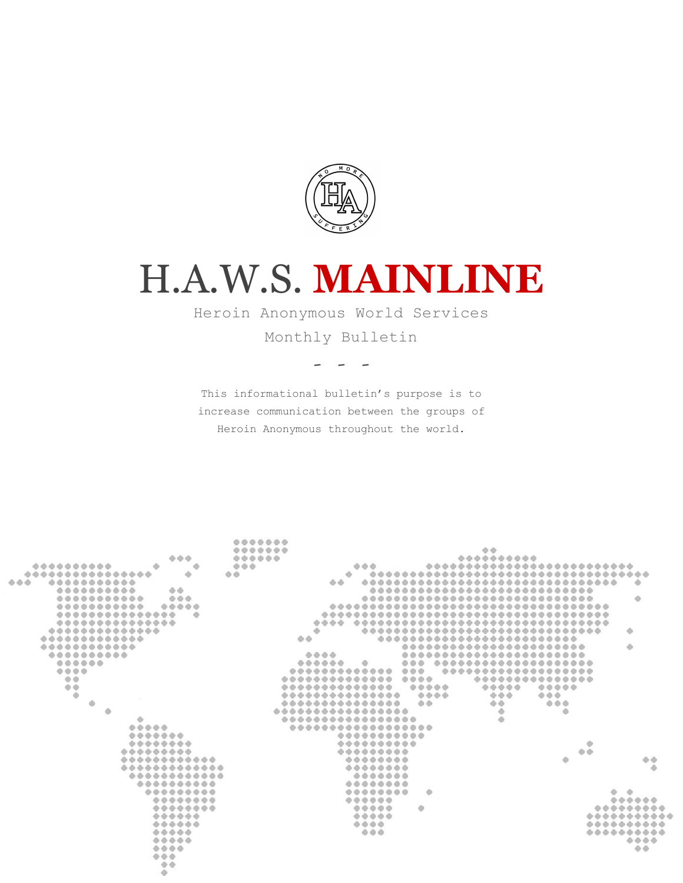# H.A.W.S. **MAINLINE**

Heroin Anonymous World Services

Monthly Bulletin

\- - -

This informational bulletin's purpose is to increase communication between the groups of Heroin Anonymous throughout the world.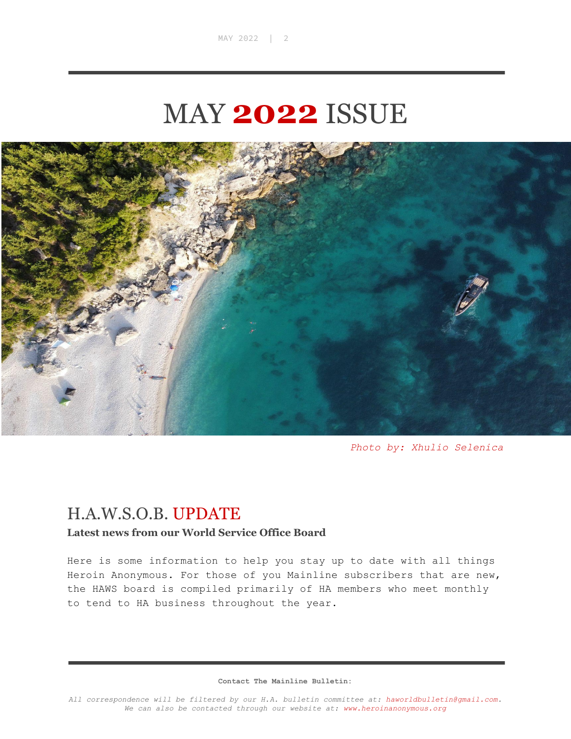# MAY 2022 ISSUE

*Photo by: Xhulio Selenica*

## H.A.W.S.O.B. UPDATE

**Latest news from our World Service Office Board**

Here is some information to help you stay up to date with all things Heroin Anonymous. For those of you Mainline subscribers that are new, the HAWS board is compiled primarily of HA members who meet monthly to tend to HA business throughout the year.

**Contact The Mainline Bulletin:**

*All correspondence will be filtered by our H.A. bulletin committee at: haworldbulletin@gmail.com. We can also be contacted through our website at: www.heroinanonymous.org*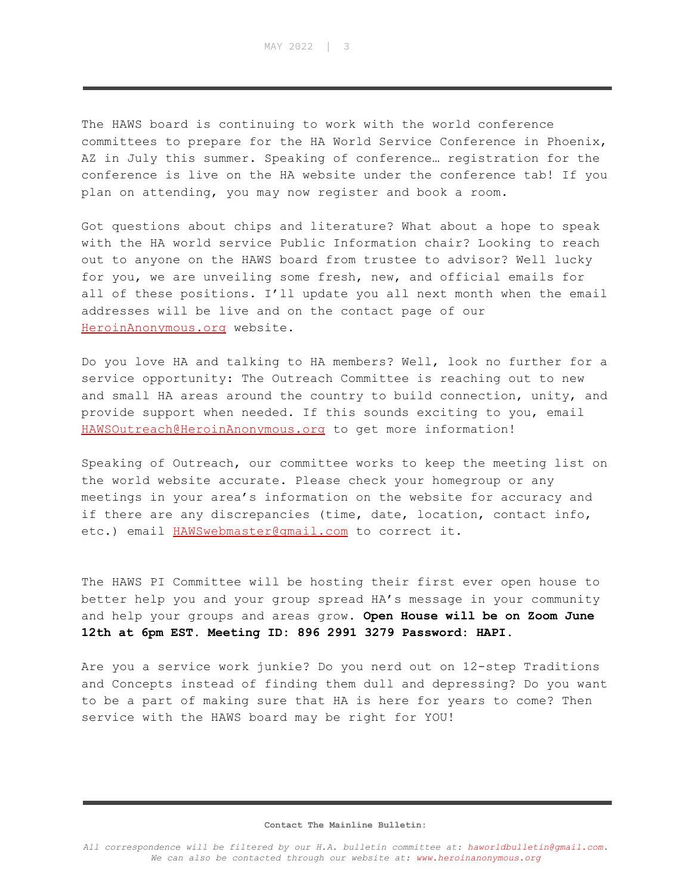The HAWS board is continuing to work with the world conference committees to prepare for the HA World Service Conference in Phoenix, AZ in July this summer. Speaking of conference… registration for the conference is live on the HA website under the conference tab! If you plan on attending, you may now register and book a room.

Got questions about chips and literature? What about a hope to speak with the HA world service Public Information chair? Looking to reach out to anyone on the HAWS board from trustee to advisor? Well lucky for you, we are unveiling some fresh, new, and official emails for all of these positions. I'll update you all next month when the email addresses will be live and on the contact page of our HeroinAnonymous.org website.

Do you love HA and talking to HA members? Well, look no further for a service opportunity: The Outreach Committee is reaching out to new and small HA areas around the country to build connection, unity, and provide support when needed. If this sounds exciting to you, email HAWSOutreach@HeroinAnonymous.org to get more information!

Speaking of Outreach, our committee works to keep the meeting list on the world website accurate. Please check your homegroup or any meetings in your area's information on the website for accuracy and if there are any discrepancies (time, date, location, contact info, etc.) email HAWSwebmaster@gmail.com to correct it.

The HAWS PI Committee will be hosting their first ever open house to better help you and your group spread HA's message in your community and help your groups and areas grow. **Open House will be on Zoom June 12th at 6pm EST. Meeting ID: 896 2991 3279 Password: HAPI.**

Are you a service work junkie? Do you nerd out on 12-step Traditions and Concepts instead of finding them dull and depressing? Do you want to be a part of making sure that HA is here for years to come? Then service with the HAWS board may be right for YOU!

**Contact The Mainline Bulletin:**

*All correspondence will be filtered by our H.A. bulletin committee at: haworldbulletin@gmail.com. We can also be contacted through our website at: www.heroinanonymous.org*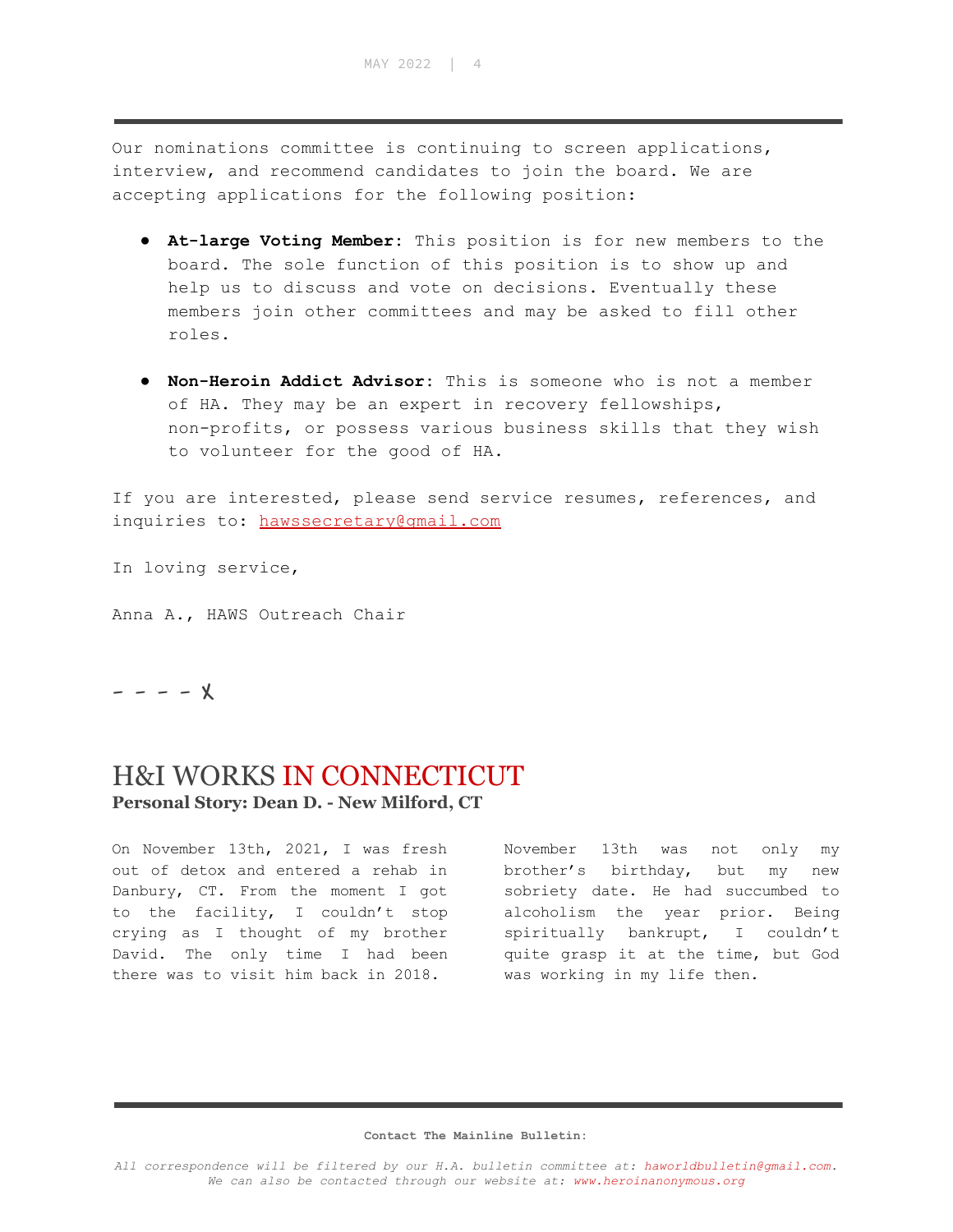Our nominations committee is continuing to screen applications, interview, and recommend candidates to join the board. We are accepting applications for the following position:

- **At-large Voting Member**: This position is for new members to the board. The sole function of this position is to show up and help us to discuss and vote on decisions. Eventually these members join other committees and may be asked to fill other roles.

- **Non-Heroin Addict Advisor**: This is someone who is not a member of HA. They may be an expert in recovery fellowships, non-profits, or possess various business skills that they wish to volunteer for the good of HA.

If you are interested, please send service resumes, references, and inquiries to: hawssecretary@gmail.com

In loving service,

Anna A., HAWS Outreach Chair

- - - - X

## H&I WORKS IN CONNECTICUT

**Personal Story: Dean D. - New Milford, CT**

On November 13th, 2021, I was fresh out of detox and entered a rehab in Danbury, CT. From the moment I got to the facility, I couldn't stop crying as I thought of my brother David. The only time I had been there was to visit him back in 2018.

November 13th was not only my brother's birthday, but my new sobriety date. He had succumbed to alcoholism the year prior. Being spiritually bankrupt, I couldn't quite grasp it at the time, but God was working in my life then.

**Contact The Mainline Bulletin**:

*All correspondence will be filtered by our H.A. bulletin committee at: haworldbulletin@gmail.com. We can also be contacted through our website at: www.heroinanonymous.org*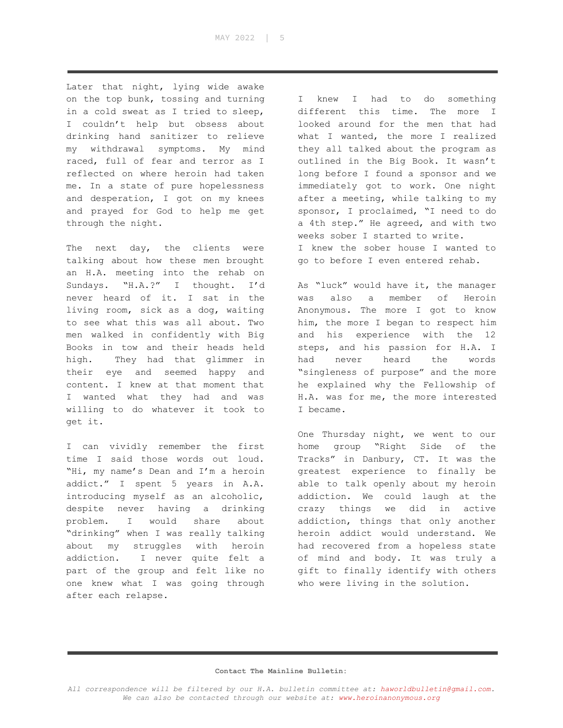Later that night, lying wide awake on the top bunk, tossing and turning in a cold sweat as I tried to sleep, I couldn't help but obsess about drinking hand sanitizer to relieve my withdrawal symptoms. My mind raced, full of fear and terror as I reflected on where heroin had taken me. In a state of pure hopelessness and desperation, I got on my knees and prayed for God to help me get through the night.

The next day, the clients were talking about how these men brought an H.A. meeting into the rehab on Sundays. "H.A.?" I thought. I'd never heard of it. I sat in the living room, sick as a dog, waiting to see what this was all about. Two men walked in confidently with Big Books in tow and their heads held high. They had that glimmer in their eye and seemed happy and content. I knew at that moment that I wanted what they had and was willing to do whatever it took to get it.

I can vividly remember the first time I said those words out loud. "Hi, my name's Dean and I'm a heroin addict." I spent 5 years in A.A. introducing myself as an alcoholic, despite never having a drinking problem. I would share about "drinking" when I was really talking about my struggles with heroin addiction. I never quite felt a part of the group and felt like no one knew what I was going through after each relapse.

I knew I had to do something different this time. The more I looked around for the men that had what I wanted, the more I realized they all talked about the program as outlined in the Big Book. It wasn't long before I found a sponsor and we immediately got to work. One night after a meeting, while talking to my sponsor, I proclaimed, "I need to do a 4th step." He agreed, and with two weeks sober I started to write.
I knew the sober house I wanted to go to before I even entered rehab.

As "luck" would have it, the manager was also a member of Heroin Anonymous. The more I got to know him, the more I began to respect him and his experience with the 12 steps, and his passion for H.A. I had never heard the words "singleness of purpose" and the more he explained why the Fellowship of H.A. was for me, the more interested I became.

One Thursday night, we went to our home group "Right Side of the Tracks" in Danbury, CT. It was the greatest experience to finally be able to talk openly about my heroin addiction. We could laugh at the crazy things we did in active addiction, things that only another heroin addict would understand. We had recovered from a hopeless state of mind and body. It was truly a gift to finally identify with others who were living in the solution.

**Contact The Mainline Bulletin:**

*All correspondence will be filtered by our H.A. bulletin committee at: haworldbulletin@gmail.com. We can also be contacted through our website at: www.heroinanonymous.org*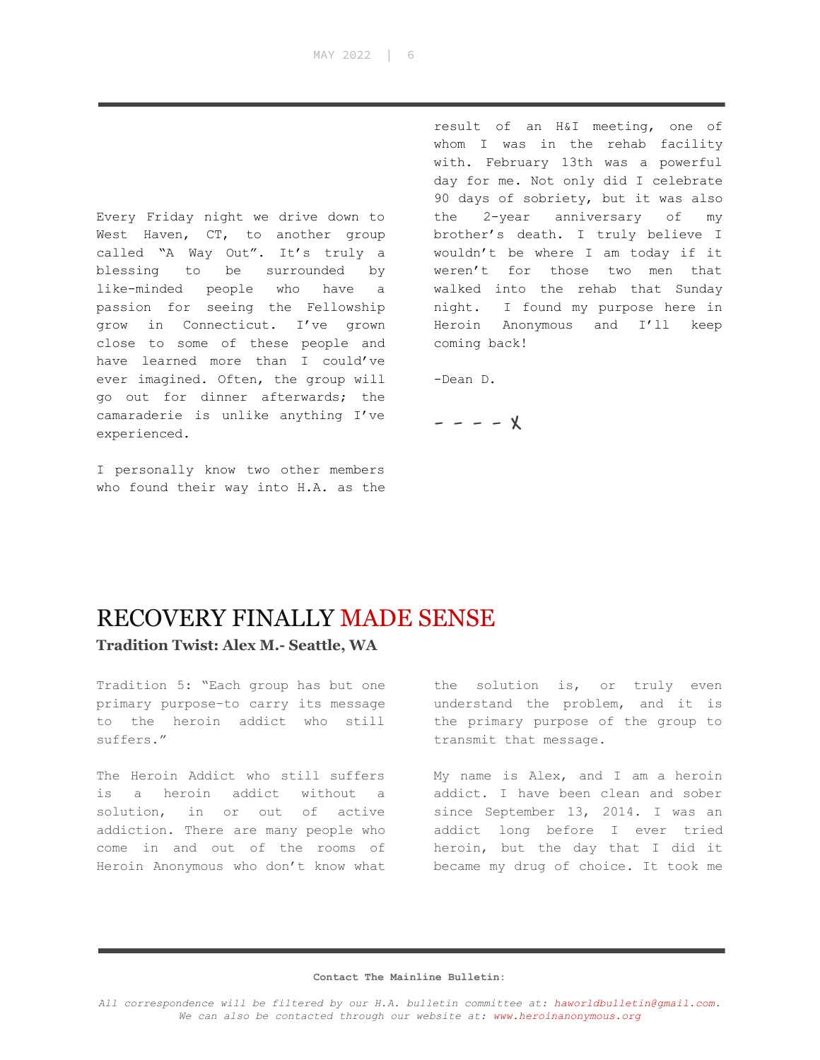Every Friday night we drive down to West Haven, CT, to another group called "A Way Out". It's truly a blessing to be surrounded by like-minded people who have a passion for seeing the Fellowship grow in Connecticut. I've grown close to some of these people and have learned more than I could've ever imagined. Often, the group will go out for dinner afterwards; the camaraderie is unlike anything I've experienced.

I personally know two other members who found their way into H.A. as the result of an H&I meeting, one of whom I was in the rehab facility with. February 13th was a powerful day for me. Not only did I celebrate 90 days of sobriety, but it was also the 2-year anniversary of my brother's death. I truly believe I wouldn't be where I am today if it weren't for those two men that walked into the rehab that Sunday night. I found my purpose here in Heroin Anonymous and I'll keep coming back!

-Dean D.

- - - - X

# RECOVERY FINALLY MADE SENSE

**Tradition Twist: Alex M.- Seattle, WA**

Tradition 5: "Each group has but one primary purpose-to carry its message to the heroin addict who still suffers."

The Heroin Addict who still suffers is a heroin addict without a solution, in or out of active addiction. There are many people who come in and out of the rooms of Heroin Anonymous who don't know what the solution is, or truly even understand the problem, and it is the primary purpose of the group to transmit that message.

My name is Alex, and I am a heroin addict. I have been clean and sober since September 13, 2014. I was an addict long before I ever tried heroin, but the day that I did it became my drug of choice. It took me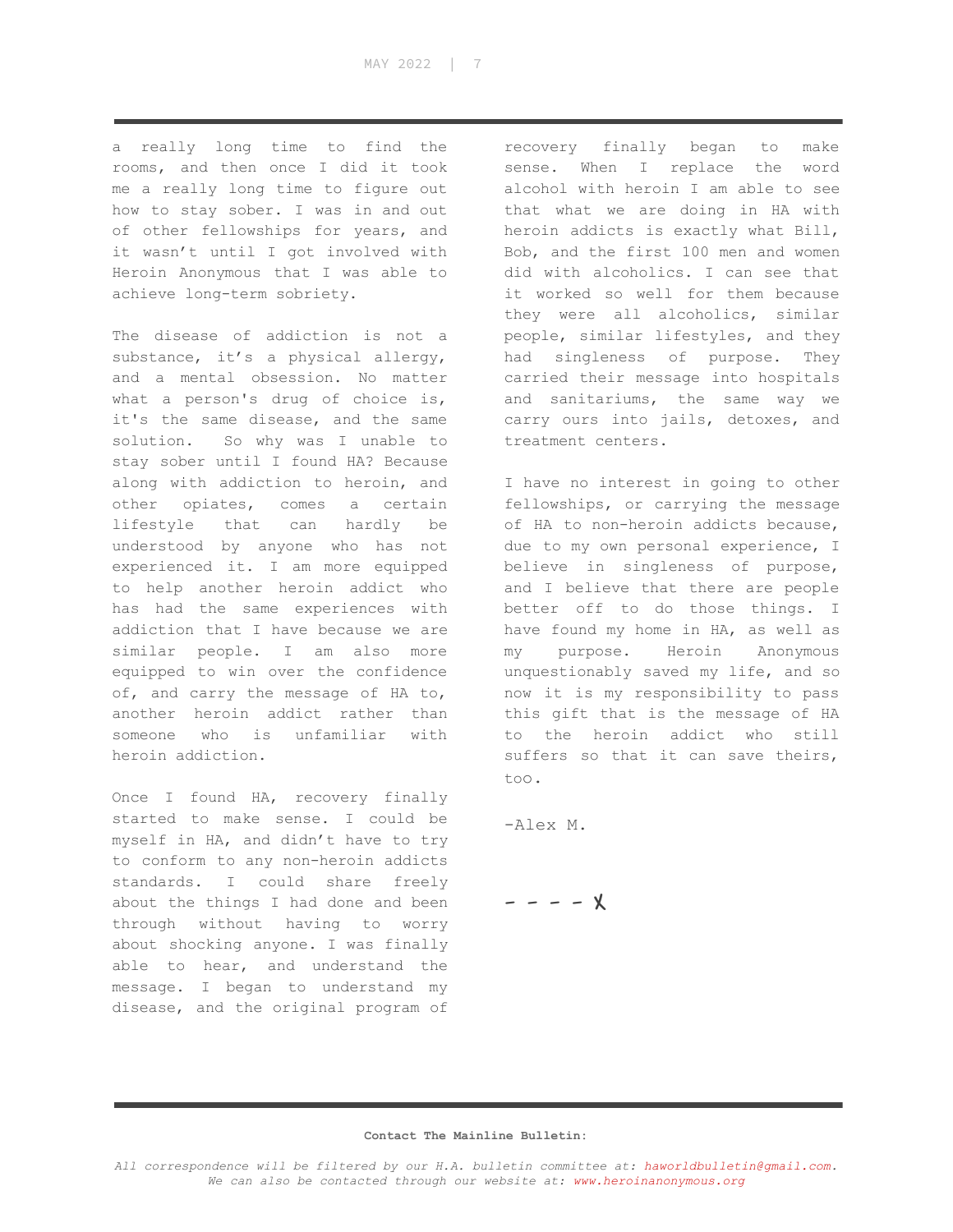a really long time to find the rooms, and then once I did it took me a really long time to figure out how to stay sober. I was in and out of other fellowships for years, and it wasn't until I got involved with Heroin Anonymous that I was able to achieve long-term sobriety.

The disease of addiction is not a substance, it's a physical allergy, and a mental obsession. No matter what a person's drug of choice is, it's the same disease, and the same solution. So why was I unable to stay sober until I found HA? Because along with addiction to heroin, and other opiates, comes a certain lifestyle that can hardly be understood by anyone who has not experienced it. I am more equipped to help another heroin addict who has had the same experiences with addiction that I have because we are similar people. I am also more equipped to win over the confidence of, and carry the message of HA to, another heroin addict rather than someone who is unfamiliar with heroin addiction.

Once I found HA, recovery finally started to make sense. I could be myself in HA, and didn't have to try to conform to any non-heroin addicts standards. I could share freely about the things I had done and been through without having to worry about shocking anyone. I was finally able to hear, and understand the message. I began to understand my disease, and the original program of recovery finally began to make sense. When I replace the word alcohol with heroin I am able to see that what we are doing in HA with heroin addicts is exactly what Bill, Bob, and the first 100 men and women did with alcoholics. I can see that it worked so well for them because they were all alcoholics, similar people, similar lifestyles, and they had singleness of purpose. They carried their message into hospitals and sanitariums, the same way we carry ours into jails, detoxes, and treatment centers.

I have no interest in going to other fellowships, or carrying the message of HA to non-heroin addicts because, due to my own personal experience, I believe in singleness of purpose, and I believe that there are people better off to do those things. I have found my home in HA, as well as my purpose. Heroin Anonymous unquestionably saved my life, and so now it is my responsibility to pass this gift that is the message of HA to the heroin addict who still suffers so that it can save theirs, too.

-Alex M.

- - - - X

**Contact The Mainline Bulletin:**

*All correspondence will be filtered by our H.A. bulletin committee at: haworldbulletin@gmail.com. We can also be contacted through our website at: www.heroinanonymous.org*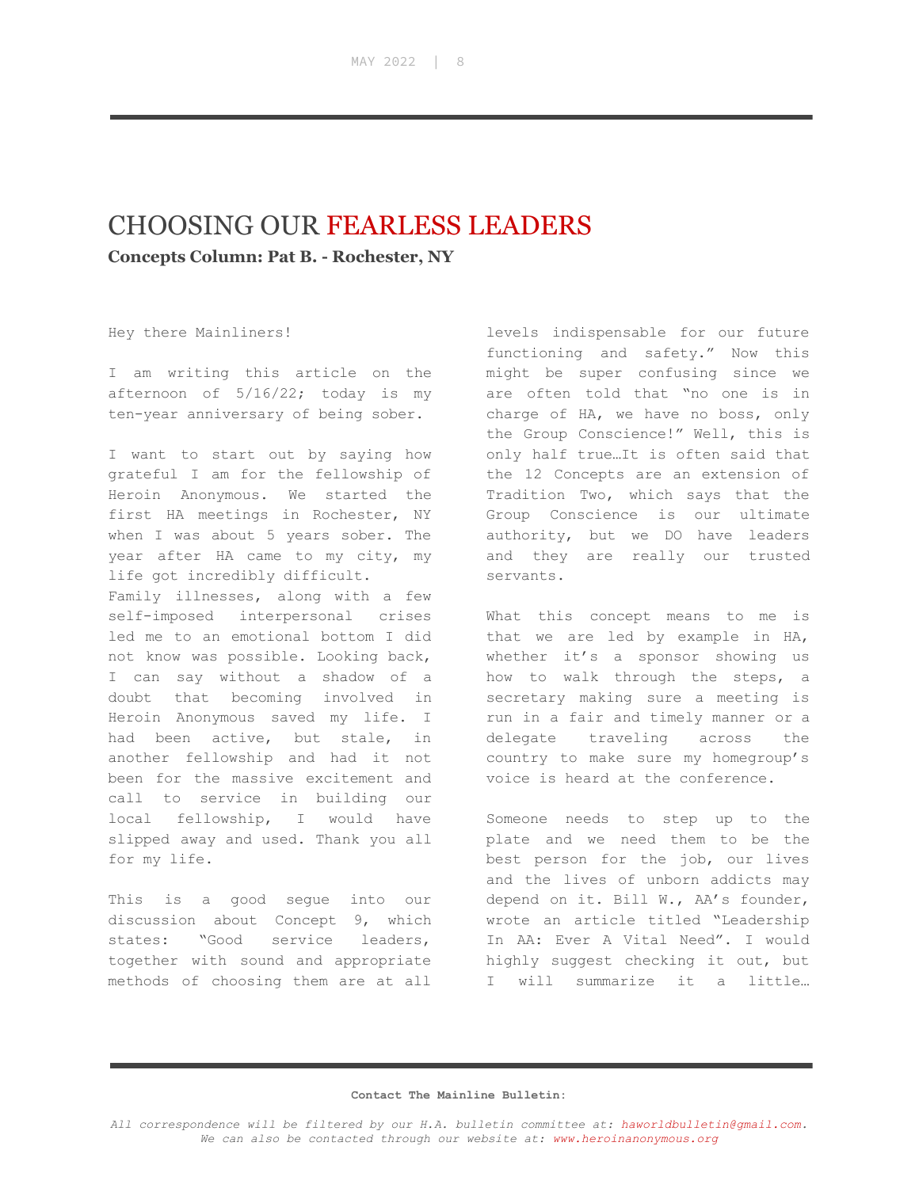# CHOOSING OUR FEARLESS LEADERS

**Concepts Column: Pat B. - Rochester, NY**

Hey there Mainliners!

I am writing this article on the afternoon of 5/16/22; today is my ten-year anniversary of being sober.

I want to start out by saying how grateful I am for the fellowship of Heroin Anonymous. We started the first HA meetings in Rochester, NY when I was about 5 years sober. The year after HA came to my city, my life got incredibly difficult. Family illnesses, along with a few self-imposed interpersonal crises led me to an emotional bottom I did not know was possible. Looking back, I can say without a shadow of a doubt that becoming involved in Heroin Anonymous saved my life. I had been active, but stale, in another fellowship and had it not been for the massive excitement and call to service in building our local fellowship, I would have slipped away and used. Thank you all for my life.

This is a good segue into our discussion about Concept 9, which states: "Good service leaders, together with sound and appropriate methods of choosing them are at all levels indispensable for our future functioning and safety." Now this might be super confusing since we are often told that "no one is in charge of HA, we have no boss, only the Group Conscience!" Well, this is only half true…It is often said that the 12 Concepts are an extension of Tradition Two, which says that the Group Conscience is our ultimate authority, but we DO have leaders and they are really our trusted servants.

What this concept means to me is that we are led by example in HA, whether it's a sponsor showing us how to walk through the steps, a secretary making sure a meeting is run in a fair and timely manner or a delegate traveling across the country to make sure my homegroup's voice is heard at the conference.

Someone needs to step up to the plate and we need them to be the best person for the job, our lives and the lives of unborn addicts may depend on it. Bill W., AA's founder, wrote an article titled "Leadership In AA: Ever A Vital Need". I would highly suggest checking it out, but I will summarize it a little…

**Contact The Mainline Bulletin:**

*All correspondence will be filtered by our H.A. bulletin committee at: haworldbulletin@gmail.com. We can also be contacted through our website at: www.heroinanonymous.org*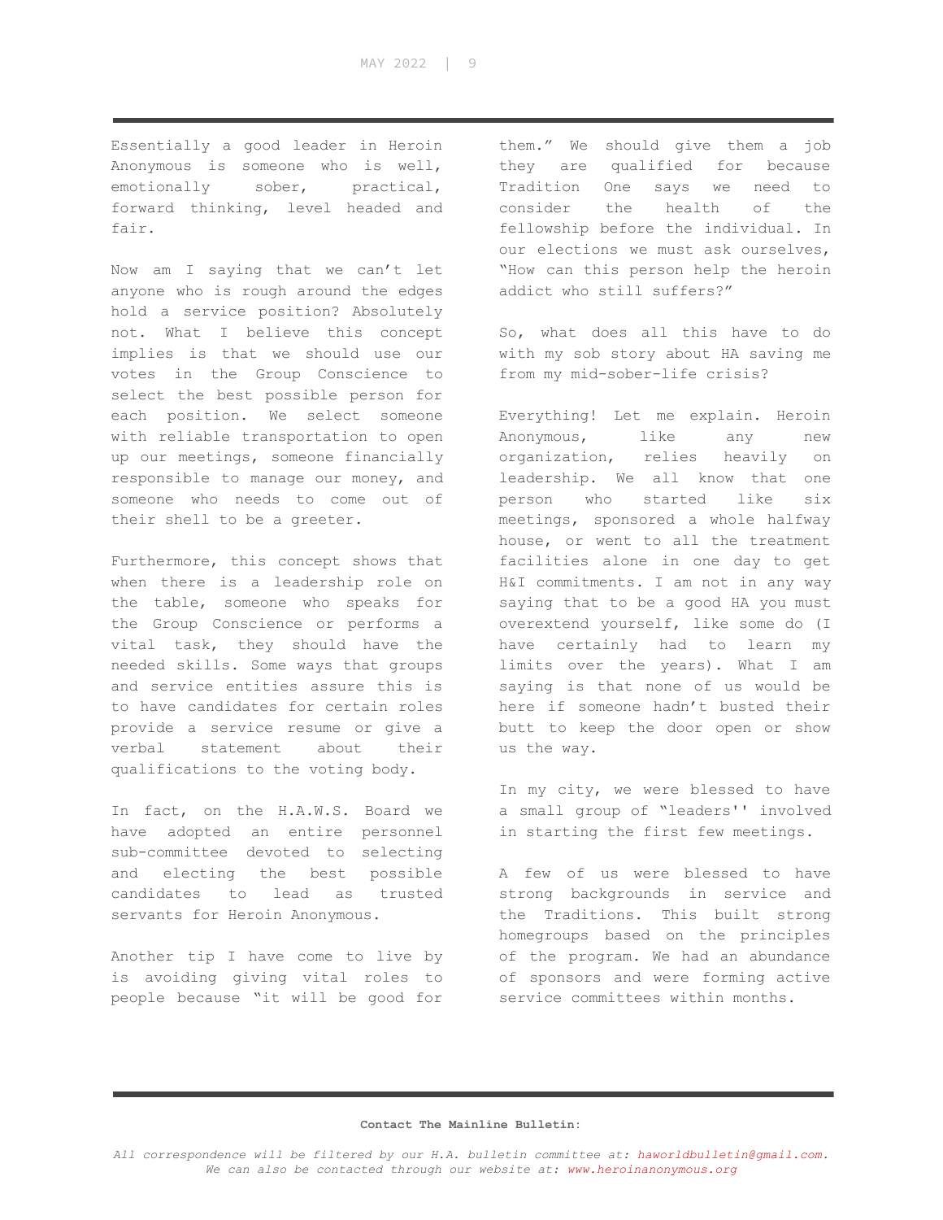Essentially a good leader in Heroin Anonymous is someone who is well, emotionally sober, practical, forward thinking, level headed and fair.

Now am I saying that we can't let anyone who is rough around the edges hold a service position? Absolutely not. What I believe this concept implies is that we should use our votes in the Group Conscience to select the best possible person for each position. We select someone with reliable transportation to open up our meetings, someone financially responsible to manage our money, and someone who needs to come out of their shell to be a greeter.

Furthermore, this concept shows that when there is a leadership role on the table, someone who speaks for the Group Conscience or performs a vital task, they should have the needed skills. Some ways that groups and service entities assure this is to have candidates for certain roles provide a service resume or give a verbal statement about their qualifications to the voting body.

In fact, on the H.A.W.S. Board we have adopted an entire personnel sub-committee devoted to selecting and electing the best possible candidates to lead as trusted servants for Heroin Anonymous.

Another tip I have come to live by is avoiding giving vital roles to people because "it will be good for them." We should give them a job they are qualified for because Tradition One says we need to consider the health of the fellowship before the individual. In our elections we must ask ourselves, "How can this person help the heroin addict who still suffers?"

So, what does all this have to do with my sob story about HA saving me from my mid-sober-life crisis?

Everything! Let me explain. Heroin Anonymous, like any new organization, relies heavily on leadership. We all know that one person who started like six meetings, sponsored a whole halfway house, or went to all the treatment facilities alone in one day to get H&I commitments. I am not in any way saying that to be a good HA you must overextend yourself, like some do (I have certainly had to learn my limits over the years). What I am saying is that none of us would be here if someone hadn't busted their butt to keep the door open or show us the way.

In my city, we were blessed to have a small group of "leaders'' involved in starting the first few meetings.

A few of us were blessed to have strong backgrounds in service and the Traditions. This built strong homegroups based on the principles of the program. We had an abundance of sponsors and were forming active service committees within months.

**Contact The Mainline Bulletin:**

*All correspondence will be filtered by our H.A. bulletin committee at: haworldbulletin@gmail.com. We can also be contacted through our website at: www.heroinanonymous.org*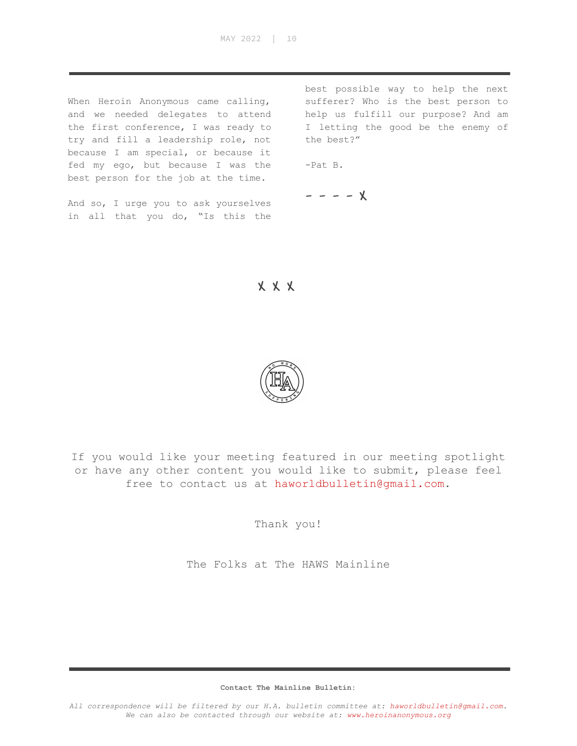When Heroin Anonymous came calling, and we needed delegates to attend the first conference, I was ready to try and fill a leadership role, not because I am special, or because it fed my ego, but because I was the best person for the job at the time.

And so, I urge you to ask yourselves in all that you do, "Is this the best possible way to help the next sufferer? Who is the best person to help us fulfill our purpose? And am I letting the good be the enemy of the best?"

-Pat B.

- - - - X

X X X

If you would like your meeting featured in our meeting spotlight or have any other content you would like to submit, please feel free to contact us at haworldbulletin@gmail.com.

Thank you!

The Folks at The HAWS Mainline

**Contact The Mainline Bulletin:**

*All correspondence will be filtered by our H.A. bulletin committee at: haworldbulletin@gmail.com. We can also be contacted through our website at: www.heroinanonymous.org*